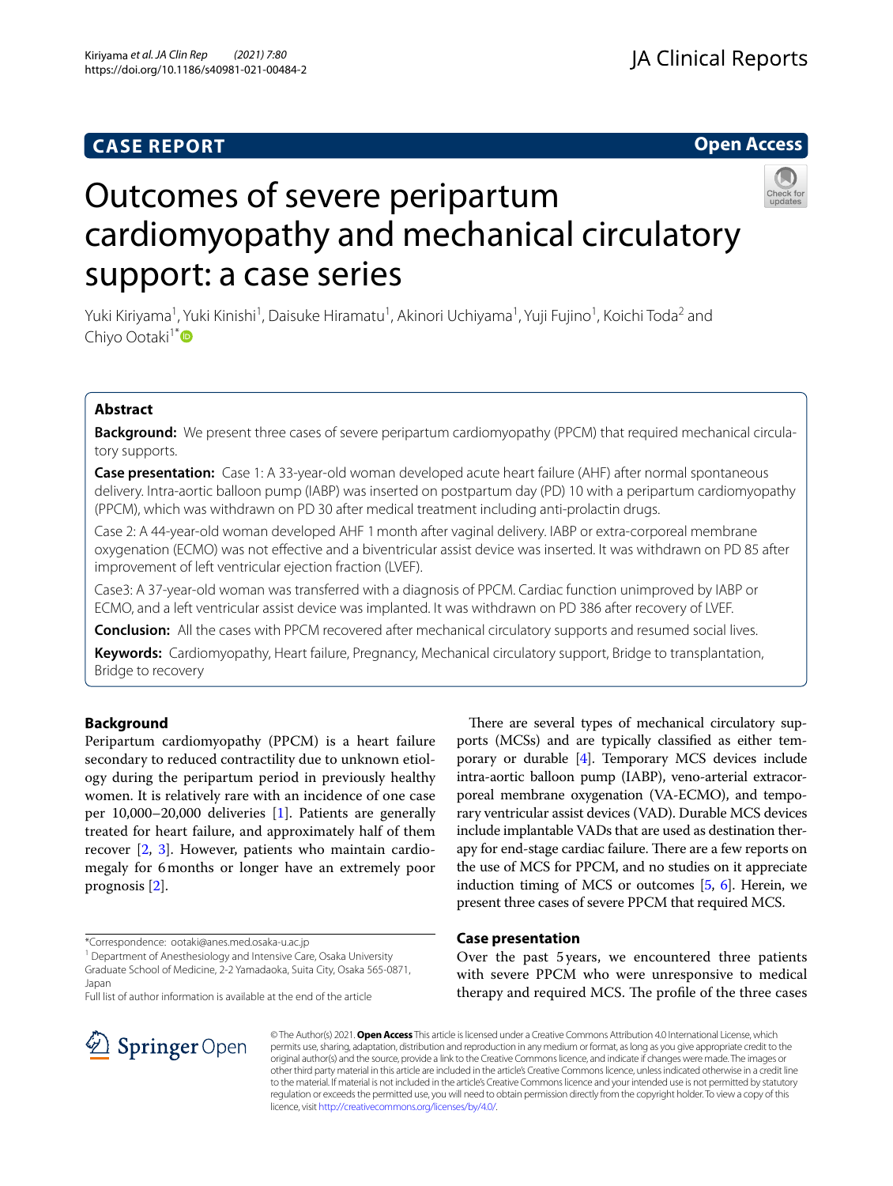CASE REPORT

Open Access

# Outcomes of severe peripartum cardiomyopathy and mechanical circulatory support: a case series

Yuki Kiriyama[1], Yuki Kinishi[1], Daisuke Hiramatu[1], Akinori Uchiyama[1], Yuji Fujino[1], Koichi Toda[2] and Chiyo Ootaki[1*]

## Abstract

**Background:** We present three cases of severe peripartum cardiomyopathy (PPCM) that required mechanical circulatory supports.

**Case presentation:** Case 1: A 33-year-old woman developed acute heart failure (AHF) after normal spontaneous delivery. Intra-aortic balloon pump (IABP) was inserted on postpartum day (PD) 10 with a peripartum cardiomyopathy (PPCM), which was withdrawn on PD 30 after medical treatment including anti-prolactin drugs.

Case 2: A 44-year-old woman developed AHF 1 month after vaginal delivery. IABP or extra-corporeal membrane oxygenation (ECMO) was not effective and a biventricular assist device was inserted. It was withdrawn on PD 85 after improvement of left ventricular ejection fraction (LVEF).

Case3: A 37-year-old woman was transferred with a diagnosis of PPCM. Cardiac function unimproved by IABP or ECMO, and a left ventricular assist device was implanted. It was withdrawn on PD 386 after recovery of LVEF.

**Conclusion:** All the cases with PPCM recovered after mechanical circulatory supports and resumed social lives.

**Keywords:** Cardiomyopathy, Heart failure, Pregnancy, Mechanical circulatory support, Bridge to transplantation, Bridge to recovery

## Background

Peripartum cardiomyopathy (PPCM) is a heart failure secondary to reduced contractility due to unknown etiology during the peripartum period in previously healthy women. It is relatively rare with an incidence of one case per 10,000–20,000 deliveries [1]. Patients are generally treated for heart failure, and approximately half of them recover [2, 3]. However, patients who maintain cardiomegaly for 6 months or longer have an extremely poor prognosis [2].

There are several types of mechanical circulatory supports (MCSs) and are typically classified as either temporary or durable [4]. Temporary MCS devices include intra-aortic balloon pump (IABP), veno-arterial extracorporeal membrane oxygenation (VA-ECMO), and temporary ventricular assist devices (VAD). Durable MCS devices include implantable VADs that are used as destination therapy for end-stage cardiac failure. There are a few reports on the use of MCS for PPCM, and no studies on it appreciate induction timing of MCS or outcomes [5, 6]. Herein, we present three cases of severe PPCM that required MCS.

## Case presentation

Over the past 5 years, we encountered three patients with severe PPCM who were unresponsive to medical therapy and required MCS. The profile of the three cases

*Correspondence: ootaki@anes.med.osaka-u.ac.jp
[1] Department of Anesthesiology and Intensive Care, Osaka University Graduate School of Medicine, 2-2 Yamadaoka, Suita City, Osaka 565-0871, Japan
Full list of author information is available at the end of the article

© The Author(s) 2021. **Open Access** This article is licensed under a Creative Commons Attribution 4.0 International License, which permits use, sharing, adaptation, distribution and reproduction in any medium or format, as long as you give appropriate credit to the original author(s) and the source, provide a link to the Creative Commons licence, and indicate if changes were made. The images or other third party material in this article are included in the article's Creative Commons licence, unless indicated otherwise in a credit line to the material. If material is not included in the article's Creative Commons licence and your intended use is not permitted by statutory regulation or exceeds the permitted use, you will need to obtain permission directly from the copyright holder. To view a copy of this licence, visit http://creativecommons.org/licenses/by/4.0/.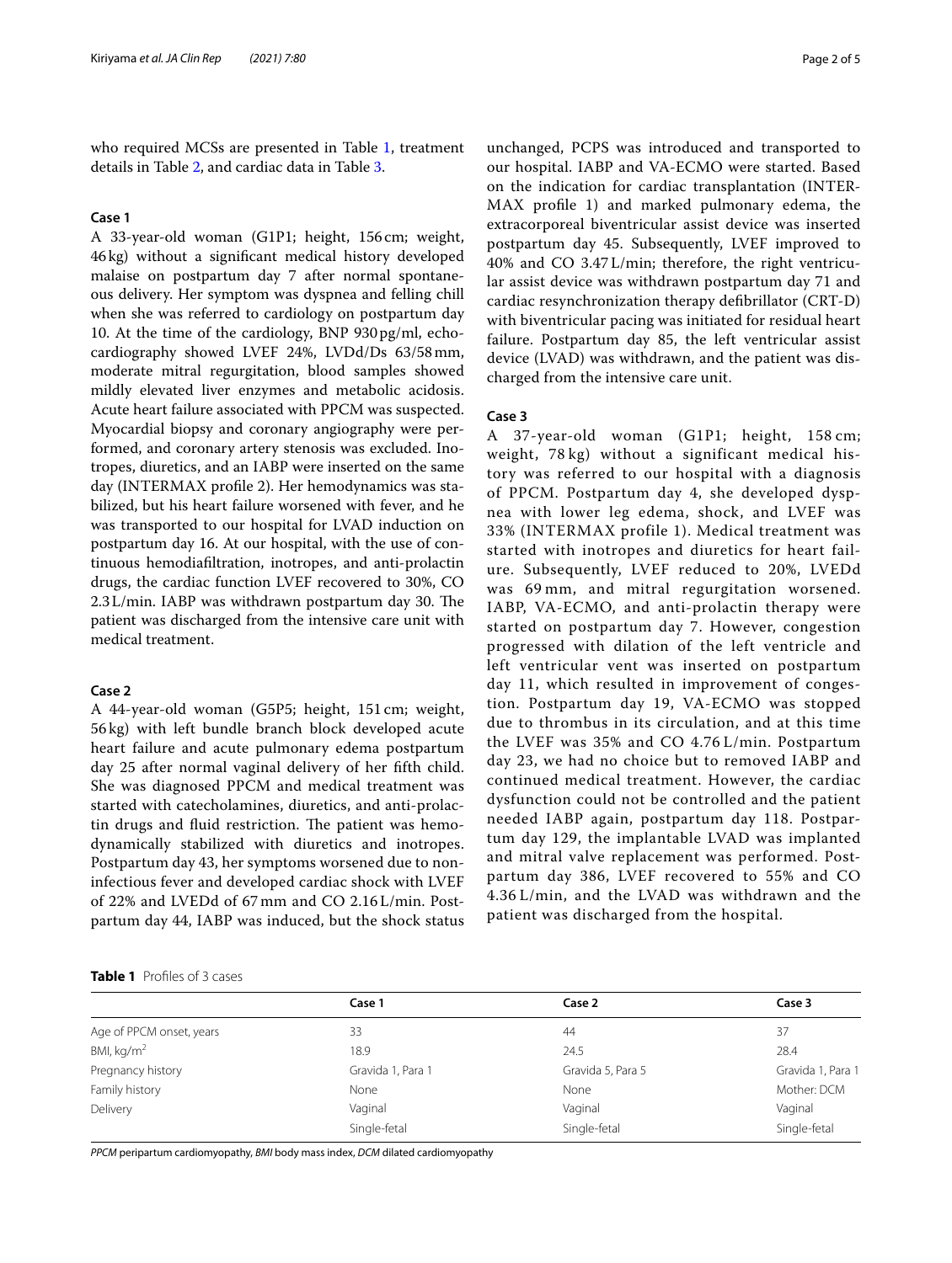who required MCSs are presented in Table 1, treatment details in Table 2, and cardiac data in Table 3.

### Case 1

A 33-year-old woman (G1P1; height, 156 cm; weight, 46 kg) without a significant medical history developed malaise on postpartum day 7 after normal spontaneous delivery. Her symptom was dyspnea and felling chill when she was referred to cardiology on postpartum day 10. At the time of the cardiology, BNP 930 pg/ml, echocardiography showed LVEF 24%, LVDd/Ds 63/58 mm, moderate mitral regurgitation, blood samples showed mildly elevated liver enzymes and metabolic acidosis. Acute heart failure associated with PPCM was suspected. Myocardial biopsy and coronary angiography were performed, and coronary artery stenosis was excluded. Inotropes, diuretics, and an IABP were inserted on the same day (INTERMAX profile 2). Her hemodynamics was stabilized, but his heart failure worsened with fever, and he was transported to our hospital for LVAD induction on postpartum day 16. At our hospital, with the use of continuous hemodiafiltration, inotropes, and anti-prolactin drugs, the cardiac function LVEF recovered to 30%, CO 2.3 L/min. IABP was withdrawn postpartum day 30. The patient was discharged from the intensive care unit with medical treatment.

### Case 2

A 44-year-old woman (G5P5; height, 151 cm; weight, 56 kg) with left bundle branch block developed acute heart failure and acute pulmonary edema postpartum day 25 after normal vaginal delivery of her fifth child. She was diagnosed PPCM and medical treatment was started with catecholamines, diuretics, and anti-prolactin drugs and fluid restriction. The patient was hemodynamically stabilized with diuretics and inotropes. Postpartum day 43, her symptoms worsened due to non-infectious fever and developed cardiac shock with LVEF of 22% and LVEDd of 67 mm and CO 2.16 L/min. Postpartum day 44, IABP was induced, but the shock status unchanged, PCPS was introduced and transported to our hospital. IABP and VA-ECMO were started. Based on the indication for cardiac transplantation (INTERMAX profile 1) and marked pulmonary edema, the extracorporeal biventricular assist device was inserted postpartum day 45. Subsequently, LVEF improved to 40% and CO 3.47 L/min; therefore, the right ventricular assist device was withdrawn postpartum day 71 and cardiac resynchronization therapy defibrillator (CRT-D) with biventricular pacing was initiated for residual heart failure. Postpartum day 85, the left ventricular assist device (LVAD) was withdrawn, and the patient was discharged from the intensive care unit.

### Case 3

A 37-year-old woman (G1P1; height, 158 cm; weight, 78 kg) without a significant medical history was referred to our hospital with a diagnosis of PPCM. Postpartum day 4, she developed dyspnea with lower leg edema, shock, and LVEF was 33% (INTERMAX profile 1). Medical treatment was started with inotropes and diuretics for heart failure. Subsequently, LVEF reduced to 20%, LVEDd was 69 mm, and mitral regurgitation worsened. IABP, VA-ECMO, and anti-prolactin therapy were started on postpartum day 7. However, congestion progressed with dilation of the left ventricle and left ventricular vent was inserted on postpartum day 11, which resulted in improvement of congestion. Postpartum day 19, VA-ECMO was stopped due to thrombus in its circulation, and at this time the LVEF was 35% and CO 4.76 L/min. Postpartum day 23, we had no choice but to removed IABP and continued medical treatment. However, the cardiac dysfunction could not be controlled and the patient needed IABP again, postpartum day 118. Postpartum day 129, the implantable LVAD was implanted and mitral valve replacement was performed. Postpartum day 386, LVEF recovered to 55% and CO 4.36 L/min, and the LVAD was withdrawn and the patient was discharged from the hospital.

**Table 1** Profiles of 3 cases

| | Case 1 | Case 2 | Case 3 |
|---|---|---|---|
| Age of PPCM onset, years | 33 | 44 | 37 |
| BMI, $kg/m^2$ | 18.9 | 24.5 | 28.4 |
| Pregnancy history | Gravida 1, Para 1 | Gravida 5, Para 5 | Gravida 1, Para 1 |
| Family history | None | None | Mother: DCM |
| Delivery | Vaginal | Vaginal | Vaginal |
| | Single-fetal | Single-fetal | Single-fetal |

*PPCM* peripartum cardiomyopathy, *BMI* body mass index, *DCM* dilated cardiomyopathy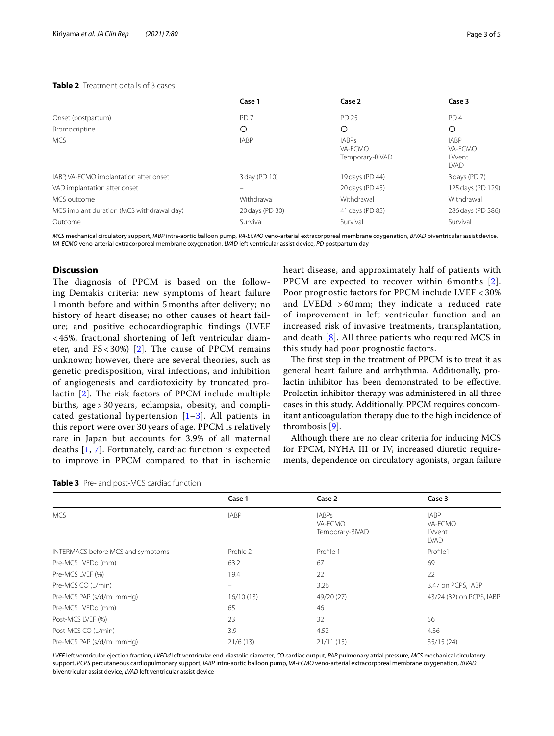**Table 2** Treatment details of 3 cases

| | Case 1 | Case 2 | Case 3 |
|---|---|---|---|
| Onset (postpartum) | PD 7 | PD 25 | PD 4 |
| Bromocriptine | ○ | ○ | ○ |
| MCS | IABP | IABPs<br>VA-ECMO<br>Temporary-BiVAD | IABP<br>VA-ECMO<br>LVvent<br>LVAD |
| IABP, VA-ECMO implantation after onset | 3 day (PD 10) | 19 days (PD 44) | 3 days (PD 7) |
| VAD implantation after onset | – | 20 days (PD 45) | 125 days (PD 129) |
| MCS outcome | Withdrawal | Withdrawal | Withdrawal |
| MCS implant duration (MCS withdrawal day) | 20 days (PD 30) | 41 days (PD 85) | 286 days (PD 386) |
| Outcome | Survival | Survival | Survival |

*MCS* mechanical circulatory support, *IABP* intra-aortic balloon pump, *VA-ECMO* veno-arterial extracorporeal membrane oxygenation, *BiVAD* biventricular assist device, *VA-ECMO* veno-arterial extracorporeal membrane oxygenation, *LVAD* left ventricular assist device, *PD* postpartum day

## Discussion

The diagnosis of PPCM is based on the following Demakis criteria: new symptoms of heart failure 1 month before and within 5 months after delivery; no history of heart disease; no other causes of heart failure; and positive echocardiographic findings (LVEF < 45%, fractional shortening of left ventricular diameter, and FS < 30%) [2]. The cause of PPCM remains unknown; however, there are several theories, such as genetic predisposition, viral infections, and inhibition of angiogenesis and cardiotoxicity by truncated prolactin [2]. The risk factors of PPCM include multiple births, age > 30 years, eclampsia, obesity, and complicated gestational hypertension [1–3]. All patients in this report were over 30 years of age. PPCM is relatively rare in Japan but accounts for 3.9% of all maternal deaths [1, 7]. Fortunately, cardiac function is expected to improve in PPCM compared to that in ischemic heart disease, and approximately half of patients with PPCM are expected to recover within 6 months [2]. Poor prognostic factors for PPCM include LVEF < 30% and LVEDd > 60 mm; they indicate a reduced rate of improvement in left ventricular function and an increased risk of invasive treatments, transplantation, and death [8]. All three patients who required MCS in this study had poor prognostic factors.

The first step in the treatment of PPCM is to treat it as general heart failure and arrhythmia. Additionally, prolactin inhibitor has been demonstrated to be effective. Prolactin inhibitor therapy was administered in all three cases in this study. Additionally, PPCM requires concomitant anticoagulation therapy due to the high incidence of thrombosis [9].

Although there are no clear criteria for inducing MCS for PPCM, NYHA III or IV, increased diuretic requirements, dependence on circulatory agonists, organ failure

**Table 3** Pre- and post-MCS cardiac function

| | Case 1 | Case 2 | Case 3 |
|---|---|---|---|
| MCS | IABP | IABPs<br>VA-ECMO<br>Temporary-BiVAD | IABP<br>VA-ECMO<br>LVvent<br>LVAD |
| INTERMACS before MCS and symptoms | Profile 2 | Profile 1 | Profile1 |
| Pre-MCS LVEDd (mm) | 63.2 | 67 | 69 |
| Pre-MCS LVEF (%) | 19.4 | 22 | 22 |
| Pre-MCS CO (L/min) | – | 3.26 | 3.47 on PCPS, IABP |
| Pre-MCS PAP (s/d/m: mmHg) | 16/10 (13) | 49/20 (27) | 43/24 (32) on PCPS, IABP |
| Pre-MCS LVEDd (mm) | 65 | 46 | |
| Post-MCS LVEF (%) | 23 | 32 | 56 |
| Post-MCS CO (L/min) | 3.9 | 4.52 | 4.36 |
| Pre-MCS PAP (s/d/m: mmHg) | 21/6 (13) | 21/11 (15) | 35/15 (24) |

*LVEF* left ventricular ejection fraction, *LVEDd* left ventricular end-diastolic diameter, *CO* cardiac output, *PAP* pulmonary atrial pressure, *MCS* mechanical circulatory support, *PCPS* percutaneous cardiopulmonary support, *IABP* intra-aortic balloon pump, *VA-ECMO* veno-arterial extracorporeal membrane oxygenation, *BiVAD* biventricular assist device, *LVAD* left ventricular assist device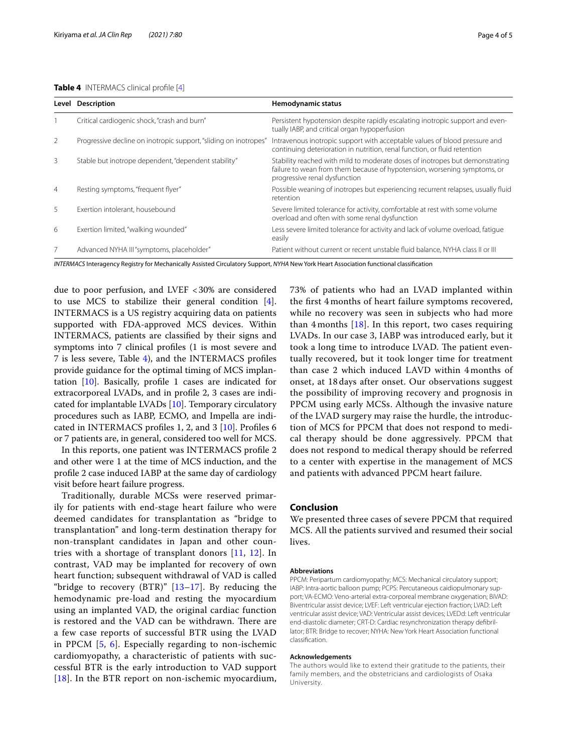**Table 4** INTERMACS clinical profile [4]

| Level | Description | Hemodynamic status |
|---|---|---|
| 1 | Critical cardiogenic shock, "crash and burn" | Persistent hypotension despite rapidly escalating inotropic support and eventually IABP, and critical organ hypoperfusion |
| 2 | Progressive decline on inotropic support, "sliding on inotropes" | Intravenous inotropic support with acceptable values of blood pressure and continuing deterioration in nutrition, renal function, or fluid retention |
| 3 | Stable but inotrope dependent, "dependent stability" | Stability reached with mild to moderate doses of inotropes but demonstrating failure to wean from them because of hypotension, worsening symptoms, or progressive renal dysfunction |
| 4 | Resting symptoms, "frequent flyer" | Possible weaning of inotropes but experiencing recurrent relapses, usually fluid retention |
| 5 | Exertion intolerant, housebound | Severe limited tolerance for activity, comfortable at rest with some volume overload and often with some renal dysfunction |
| 6 | Exertion limited, "walking wounded" | Less severe limited tolerance for activity and lack of volume overload, fatigue easily |
| 7 | Advanced NYHA III "symptoms, placeholder" | Patient without current or recent unstable fluid balance, NYHA class II or III |

*INTERMACS* Interagency Registry for Mechanically Assisted Circulatory Support, *NYHA* New York Heart Association functional classification

due to poor perfusion, and LVEF <30% are considered to use MCS to stabilize their general condition [4]. INTERMACS is a US registry acquiring data on patients supported with FDA-approved MCS devices. Within INTERMACS, patients are classified by their signs and symptoms into 7 clinical profiles (1 is most severe and 7 is less severe, Table 4), and the INTERMACS profiles provide guidance for the optimal timing of MCS implantation [10]. Basically, profile 1 cases are indicated for extracorporeal LVADs, and in profile 2, 3 cases are indicated for implantable LVADs [10]. Temporary circulatory procedures such as IABP, ECMO, and Impella are indicated in INTERMACS profiles 1, 2, and 3 [10]. Profiles 6 or 7 patients are, in general, considered too well for MCS.

In this reports, one patient was INTERMACS profile 2 and other were 1 at the time of MCS induction, and the profile 2 case induced IABP at the same day of cardiology visit before heart failure progress.

Traditionally, durable MCSs were reserved primarily for patients with end-stage heart failure who were deemed candidates for transplantation as "bridge to transplantation" and long-term destination therapy for non-transplant candidates in Japan and other countries with a shortage of transplant donors [11, 12]. In contrast, VAD may be implanted for recovery of own heart function; subsequent withdrawal of VAD is called "bridge to recovery (BTR)" [13–17]. By reducing the hemodynamic pre-load and resting the myocardium using an implanted VAD, the original cardiac function is restored and the VAD can be withdrawn. There are a few case reports of successful BTR using the LVAD in PPCM [5, 6]. Especially regarding to non-ischemic cardiomyopathy, a characteristic of patients with successful BTR is the early introduction to VAD support [18]. In the BTR report on non-ischemic myocardium, 73% of patients who had an LVAD implanted within the first 4 months of heart failure symptoms recovered, while no recovery was seen in subjects who had more than 4 months [18]. In this report, two cases requiring LVADs. In our case 3, IABP was introduced early, but it took a long time to introduce LVAD. The patient eventually recovered, but it took longer time for treatment than case 2 which induced LAVD within 4 months of onset, at 18 days after onset. Our observations suggest the possibility of improving recovery and prognosis in PPCM using early MCSs. Although the invasive nature of the LVAD surgery may raise the hurdle, the introduction of MCS for PPCM that does not respond to medical therapy should be done aggressively. PPCM that does not respond to medical therapy should be referred to a center with expertise in the management of MCS and patients with advanced PPCM heart failure.

## Conclusion

We presented three cases of severe PPCM that required MCS. All the patients survived and resumed their social lives.

#### Abbreviations

PPCM: Peripartum cardiomyopathy; MCS: Mechanical circulatory support; IABP: Intra-aortic balloon pump; PCPS: Percutaneous caidiopulmonary support; VA-ECMO: Veno-arterial extra-corporeal membrane oxygenation; BiVAD: Biventricular assist device; LVEF: Left ventricular ejection fraction; LVAD: Left ventricular assist device; VAD: Ventricular assist devices; LVEDd: Left ventricular end-diastolic diameter; CRT-D: Cardiac resynchronization therapy defibrillator; BTR: Bridge to recover; NYHA: New York Heart Association functional classification.

#### Acknowledgements

The authors would like to extend their gratitude to the patients, their family members, and the obstetricians and cardiologists of Osaka University.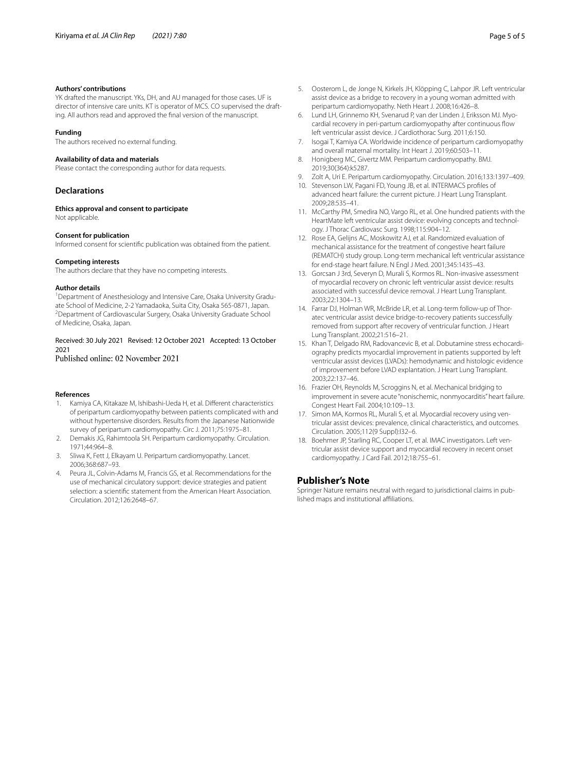### Authors' contributions

YK drafted the manuscript. YKs, DH, and AU managed for those cases. UF is director of intensive care units. KT is operator of MCS. CO supervised the drafting. All authors read and approved the final version of the manuscript.

### Funding

The authors received no external funding.

### Availability of data and materials

Please contact the corresponding author for data requests.

## Declarations

### Ethics approval and consent to participate

Not applicable.

### Consent for publication

Informed consent for scientific publication was obtained from the patient.

### Competing interests

The authors declare that they have no competing interests.

### Author details

[1]Department of Anesthesiology and Intensive Care, Osaka University Graduate School of Medicine, 2-2 Yamadaoka, Suita City, Osaka 565-0871, Japan. [2]Department of Cardiovascular Surgery, Osaka University Graduate School of Medicine, Osaka, Japan.

Received: 30 July 2021 Revised: 12 October 2021 Accepted: 13 October 2021
Published online: 02 November 2021

### References

1. Kamiya CA, Kitakaze M, Ishibashi-Ueda H, et al. Different characteristics of peripartum cardiomyopathy between patients complicated with and without hypertensive disorders. Results from the Japanese Nationwide survey of peripartum cardiomyopathy. Circ J. 2011;75:1975–81.
2. Demakis JG, Rahimtoola SH. Peripartum cardiomyopathy. Circulation. 1971;44:964–8.
3. Sliwa K, Fett J, Elkayam U. Peripartum cardiomyopathy. Lancet. 2006;368:687–93.
4. Peura JL, Colvin-Adams M, Francis GS, et al. Recommendations for the use of mechanical circulatory support: device strategies and patient selection: a scientific statement from the American Heart Association. Circulation. 2012;126:2648–67.
5. Oosterom L, de Jonge N, Kirkels JH, Klöpping C, Lahpor JR. Left ventricular assist device as a bridge to recovery in a young woman admitted with peripartum cardiomyopathy. Neth Heart J. 2008;16:426–8.
6. Lund LH, Grinnemo KH, Svenarud P, van der Linden J, Eriksson MJ. Myocardial recovery in peri-partum cardiomyopathy after continuous flow left ventricular assist device. J Cardiothorac Surg. 2011;6:150.
7. Isogai T, Kamiya CA. Worldwide incidence of peripartum cardiomyopathy and overall maternal mortality. Int Heart J. 2019;60:503–11.
8. Honigberg MC, Givertz MM. Peripartum cardiomyopathy. BMJ. 2019;30(364):k5287.
9. Zolt A, Uri E. Peripartum cardiomyopathy. Circulation. 2016;133:1397–409.
10. Stevenson LW, Pagani FD, Young JB, et al. INTERMACS profiles of advanced heart failure: the current picture. J Heart Lung Transplant. 2009;28:535–41.
11. McCarthy PM, Smedira NO, Vargo RL, et al. One hundred patients with the HeartMate left ventricular assist device: evolving concepts and technology. J Thorac Cardiovasc Surg. 1998;115:904–12.
12. Rose EA, Gelijns AC, Moskowitz AJ, et al. Randomized evaluation of mechanical assistance for the treatment of congestive heart failure (REMATCH) study group. Long-term mechanical left ventricular assistance for end-stage heart failure. N Engl J Med. 2001;345:1435–43.
13. Gorcsan J 3rd, Severyn D, Murali S, Kormos RL. Non-invasive assessment of myocardial recovery on chronic left ventricular assist device: results associated with successful device removal. J Heart Lung Transplant. 2003;22:1304–13.
14. Farrar DJ, Holman WR, McBride LR, et al. Long-term follow-up of Thoratec ventricular assist device bridge-to-recovery patients successfully removed from support after recovery of ventricular function. J Heart Lung Transplant. 2002;21:516–21.
15. Khan T, Delgado RM, Radovancevic B, et al. Dobutamine stress echocardiography predicts myocardial improvement in patients supported by left ventricular assist devices (LVADs): hemodynamic and histologic evidence of improvement before LVAD explantation. J Heart Lung Transplant. 2003;22:137–46.
16. Frazier OH, Reynolds M, Scroggins N, et al. Mechanical bridging to improvement in severe acute "nonischemic, nonmyocarditis" heart failure. Congest Heart Fail. 2004;10:109–13.
17. Simon MA, Kormos RL, Murali S, et al. Myocardial recovery using ventricular assist devices: prevalence, clinical characteristics, and outcomes. Circulation. 2005;112(9 Suppl):I32–6.
18. Boehmer JP, Starling RC, Cooper LT, et al. IMAC investigators. Left ventricular assist device support and myocardial recovery in recent onset cardiomyopathy. J Card Fail. 2012;18:755–61.

## Publisher's Note

Springer Nature remains neutral with regard to jurisdictional claims in published maps and institutional affiliations.